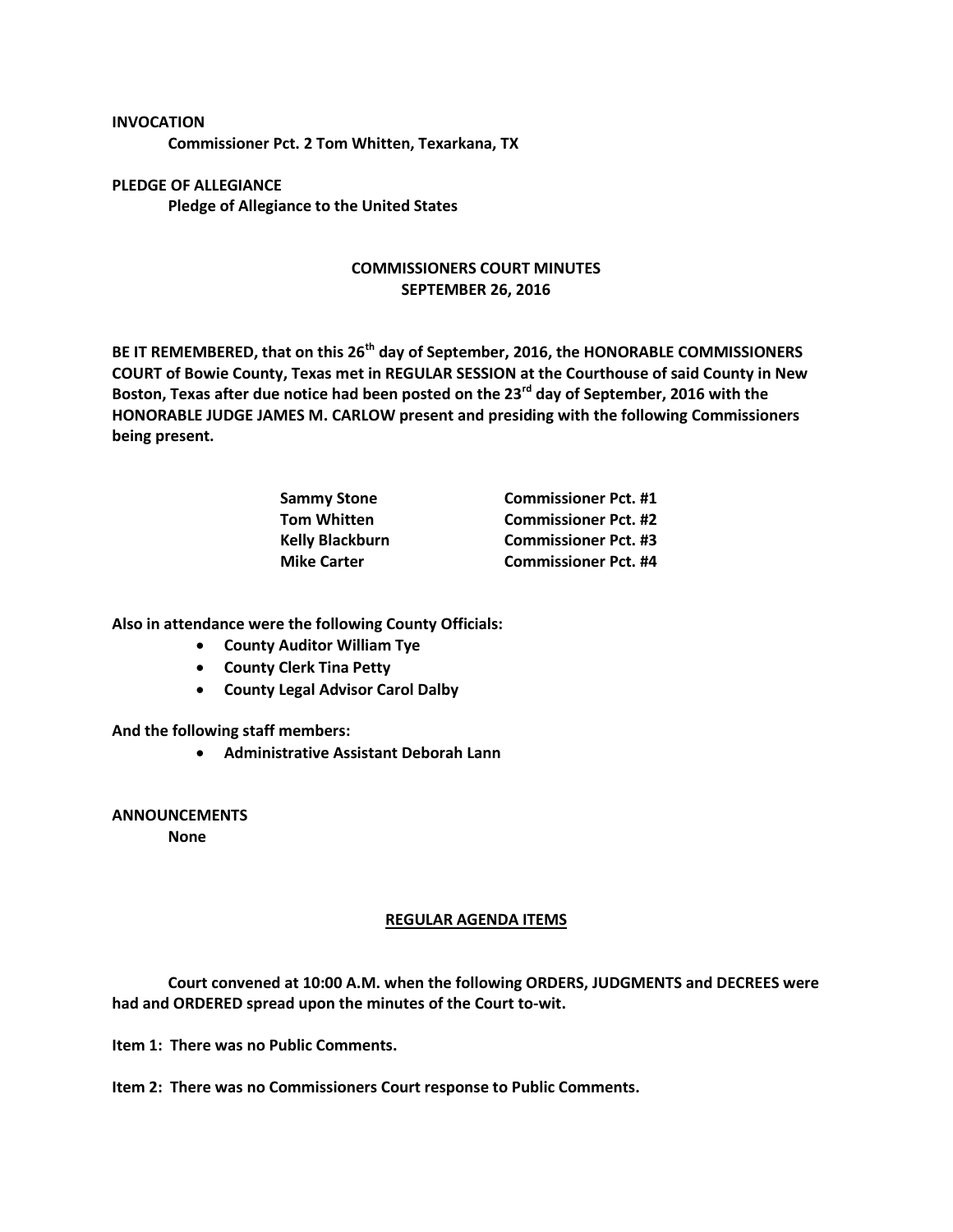**INVOCATION**

**Commissioner Pct. 2 Tom Whitten, Texarkana, TX**

**PLEDGE OF ALLEGIANCE**

**Pledge of Allegiance to the United States**

## COMMISSIONERS COURT MINUTES
## SEPTEMBER 26, 2016

**BE IT REMEMBERED, that on this 26th day of September, 2016, the HONORABLE COMMISSIONERS COURT of Bowie County, Texas met in REGULAR SESSION at the Courthouse of said County in New Boston, Texas after due notice had been posted on the 23rd day of September, 2016 with the HONORABLE JUDGE JAMES M. CARLOW present and presiding with the following Commissioners being present.**

| | |
|---|---|
| **Sammy Stone** | **Commissioner Pct. #1** |
| **Tom Whitten** | **Commissioner Pct. #2** |
| **Kelly Blackburn** | **Commissioner Pct. #3** |
| **Mike Carter** | **Commissioner Pct. #4** |

**Also in attendance were the following County Officials:**

- **County Auditor William Tye**
- **County Clerk Tina Petty**
- **County Legal Advisor Carol Dalby**

**And the following staff members:**

- **Administrative Assistant Deborah Lann**

**ANNOUNCEMENTS**

**None**

## REGULAR AGENDA ITEMS

**Court convened at 10:00 A.M. when the following ORDERS, JUDGMENTS and DECREES were had and ORDERED spread upon the minutes of the Court to-wit.**

**Item 1: There was no Public Comments.**

**Item 2: There was no Commissioners Court response to Public Comments.**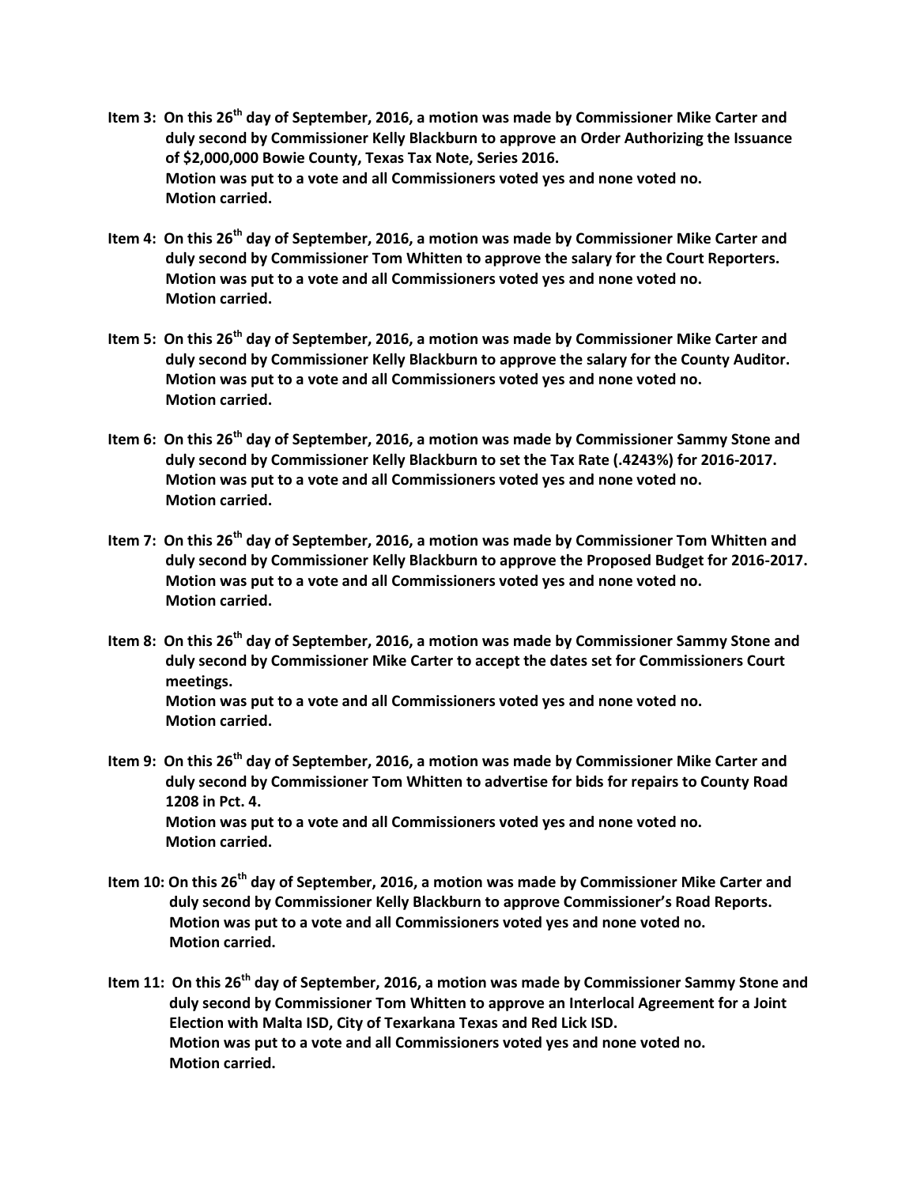**Item 3: On this 26th day of September, 2016, a motion was made by Commissioner Mike Carter and duly second by Commissioner Kelly Blackburn to approve an Order Authorizing the Issuance of $2,000,000 Bowie County, Texas Tax Note, Series 2016.**
**Motion was put to a vote and all Commissioners voted yes and none voted no.**
**Motion carried.**

**Item 4: On this 26th day of September, 2016, a motion was made by Commissioner Mike Carter and duly second by Commissioner Tom Whitten to approve the salary for the Court Reporters.**
**Motion was put to a vote and all Commissioners voted yes and none voted no.**
**Motion carried.**

**Item 5: On this 26th day of September, 2016, a motion was made by Commissioner Mike Carter and duly second by Commissioner Kelly Blackburn to approve the salary for the County Auditor.**
**Motion was put to a vote and all Commissioners voted yes and none voted no.**
**Motion carried.**

**Item 6: On this 26th day of September, 2016, a motion was made by Commissioner Sammy Stone and duly second by Commissioner Kelly Blackburn to set the Tax Rate (.4243%) for 2016-2017.**
**Motion was put to a vote and all Commissioners voted yes and none voted no.**
**Motion carried.**

**Item 7: On this 26th day of September, 2016, a motion was made by Commissioner Tom Whitten and duly second by Commissioner Kelly Blackburn to approve the Proposed Budget for 2016-2017.**
**Motion was put to a vote and all Commissioners voted yes and none voted no.**
**Motion carried.**

**Item 8: On this 26th day of September, 2016, a motion was made by Commissioner Sammy Stone and duly second by Commissioner Mike Carter to accept the dates set for Commissioners Court meetings.**
**Motion was put to a vote and all Commissioners voted yes and none voted no.**
**Motion carried.**

**Item 9: On this 26th day of September, 2016, a motion was made by Commissioner Mike Carter and duly second by Commissioner Tom Whitten to advertise for bids for repairs to County Road 1208 in Pct. 4.**
**Motion was put to a vote and all Commissioners voted yes and none voted no.**
**Motion carried.**

**Item 10: On this 26th day of September, 2016, a motion was made by Commissioner Mike Carter and duly second by Commissioner Kelly Blackburn to approve Commissioner's Road Reports.**
**Motion was put to a vote and all Commissioners voted yes and none voted no.**
**Motion carried.**

**Item 11: On this 26th day of September, 2016, a motion was made by Commissioner Sammy Stone and duly second by Commissioner Tom Whitten to approve an Interlocal Agreement for a Joint Election with Malta ISD, City of Texarkana Texas and Red Lick ISD.**
**Motion was put to a vote and all Commissioners voted yes and none voted no.**
**Motion carried.**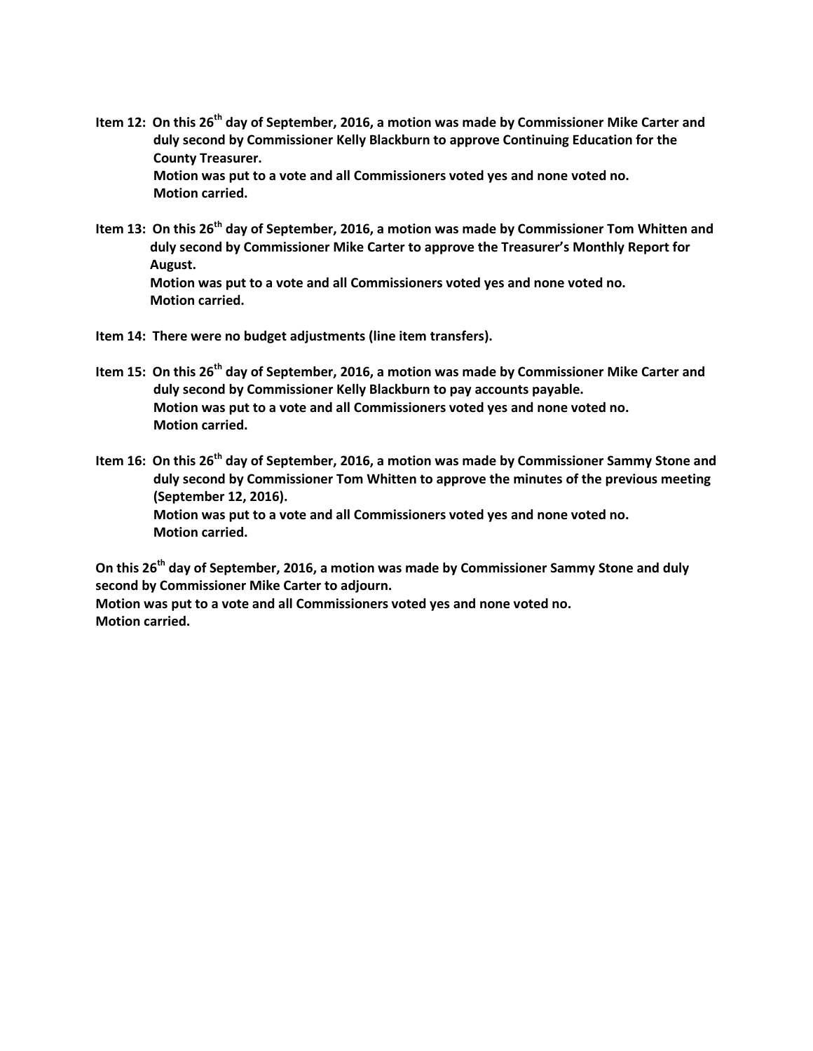**Item 12: On this 26th day of September, 2016, a motion was made by Commissioner Mike Carter and duly second by Commissioner Kelly Blackburn to approve Continuing Education for the County Treasurer.**
**Motion was put to a vote and all Commissioners voted yes and none voted no.**
**Motion carried.**

**Item 13: On this 26th day of September, 2016, a motion was made by Commissioner Tom Whitten and duly second by Commissioner Mike Carter to approve the Treasurer's Monthly Report for August.**
**Motion was put to a vote and all Commissioners voted yes and none voted no.**
**Motion carried.**

**Item 14: There were no budget adjustments (line item transfers).**

**Item 15: On this 26th day of September, 2016, a motion was made by Commissioner Mike Carter and duly second by Commissioner Kelly Blackburn to pay accounts payable.**
**Motion was put to a vote and all Commissioners voted yes and none voted no.**
**Motion carried.**

**Item 16: On this 26th day of September, 2016, a motion was made by Commissioner Sammy Stone and duly second by Commissioner Tom Whitten to approve the minutes of the previous meeting (September 12, 2016).**
**Motion was put to a vote and all Commissioners voted yes and none voted no.**
**Motion carried.**

**On this 26th day of September, 2016, a motion was made by Commissioner Sammy Stone and duly second by Commissioner Mike Carter to adjourn.**
**Motion was put to a vote and all Commissioners voted yes and none voted no.**
**Motion carried.**